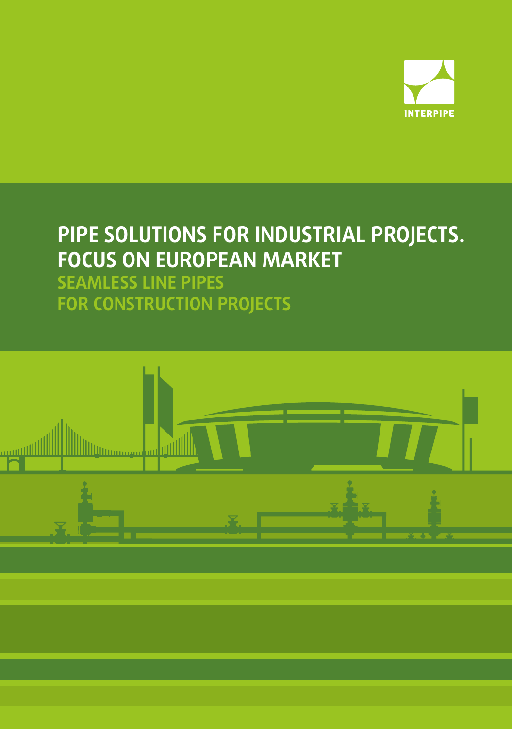INTERPIPE

# PIPE SOLUTIONS FOR INDUSTRIAL PROJECTS. FOCUS ON EUROPEAN MARKET

## SEAMLESS LINE PIPES FOR CONSTRUCTION PROJECTS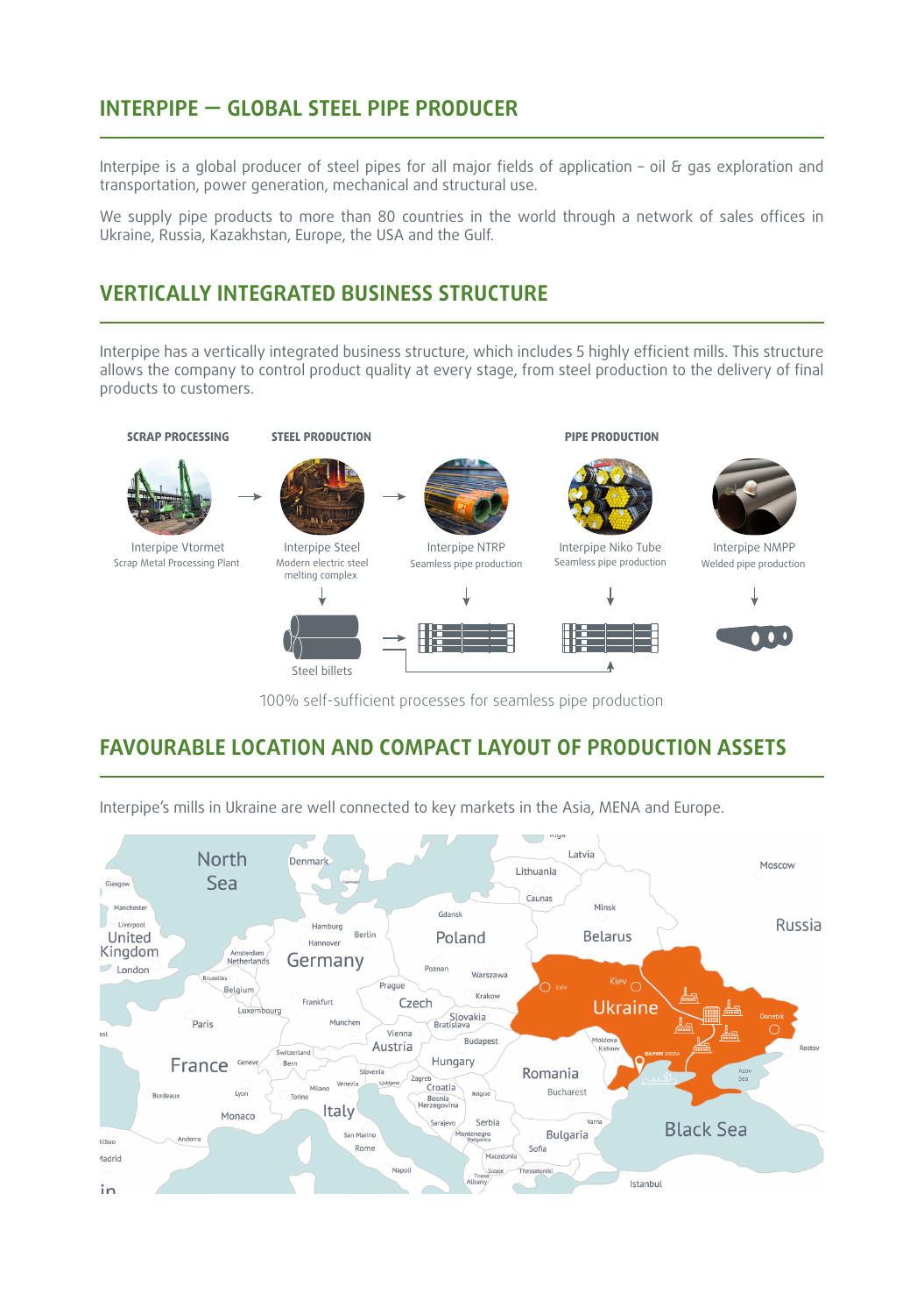## INTERPIPE — GLOBAL STEEL PIPE PRODUCER

Interpipe is a global producer of steel pipes for all major fields of application – oil & gas exploration and transportation, power generation, mechanical and structural use.

We supply pipe products to more than 80 countries in the world through a network of sales offices in Ukraine, Russia, Kazakhstan, Europe, the USA and the Gulf.

## VERTICALLY INTEGRATED BUSINESS STRUCTURE

Interpipe has a vertically integrated business structure, which includes 5 highly efficient mills. This structure allows the company to control product quality at every stage, from steel production to the delivery of final products to customers.

**SCRAP PROCESSING** — Interpipe Vtormet: Scrap Metal Processing Plant

**STEEL PRODUCTION** — Interpipe Steel: Modern electric steel melting complex → Steel billets

**PIPE PRODUCTION**
- Interpipe NTRP: Seamless pipe production
- Interpipe Niko Tube: Seamless pipe production
- Interpipe NMPP: Welded pipe production

100% self-sufficient processes for seamless pipe production

## FAVOURABLE LOCATION AND COMPACT LAYOUT OF PRODUCTION ASSETS

Interpipe's mills in Ukraine are well connected to key markets in the Asia, MENA and Europe.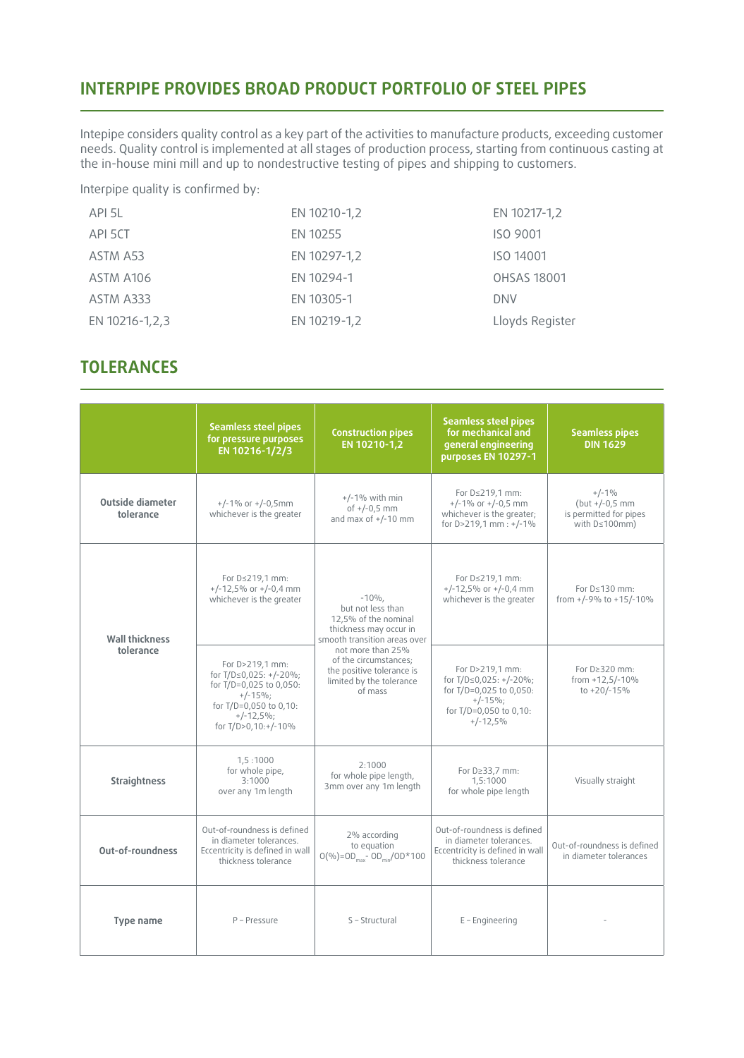## INTERPIPE PROVIDES BROAD PRODUCT PORTFOLIO OF STEEL PIPES

Intepipe considers quality control as a key part of the activities to manufacture products, exceeding customer needs. Quality control is implemented at all stages of production process, starting from continuous casting at the in-house mini mill and up to nondestructive testing of pipes and shipping to customers.

Interpipe quality is confirmed by:

| | | |
|---|---|---|
| API 5L | EN 10210-1,2 | EN 10217-1,2 |
| API 5CT | EN 10255 | ISO 9001 |
| ASTM A53 | EN 10297-1,2 | ISO 14001 |
| ASTM A106 | EN 10294-1 | OHSAS 18001 |
| ASTM A333 | EN 10305-1 | DNV |
| EN 10216-1,2,3 | EN 10219-1,2 | Lloyds Register |

## TOLERANCES

| | Seamless steel pipes for pressure purposes EN 10216-1/2/3 | Construction pipes EN 10210-1,2 | Seamless steel pipes for mechanical and general engineering purposes EN 10297-1 | Seamless pipes DIN 1629 |
|---|---|---|---|---|
| **Outside diameter tolerance** | +/-1% or +/-0,5mm whichever is the greater | +/-1% with min of +/-0,5 mm and max of +/-10 mm | For D≤219,1 mm: +/-1% or +/-0,5 mm whichever is the greater; for D>219,1 mm : +/-1% | +/-1% (but +/-0,5 mm is permitted for pipes with D≤100mm) |
| **Wall thickness tolerance** | For D≤219,1 mm: +/-12,5% or +/-0,4 mm whichever is the greater | -10%, but not less than 12,5% of the nominal thickness may occur in smooth transition areas over not more than 25% of the circumstances; the positive tolerance is limited by the tolerance of mass | For D≤219,1 mm: +/-12,5% or +/-0,4 mm whichever is the greater | For D≤130 mm: from +/-9% to +15/-10% |
| | For D>219,1 mm: for T/D≤0,025: +/-20%; for T/D=0,025 to 0,050: +/-15%; for T/D=0,050 to 0,10: +/-12,5%; for T/D>0,10:+/-10% | | For D>219,1 mm: for T/D≤0,025: +/-20%; for T/D=0,025 to 0,050: +/-15%; for T/D=0,050 to 0,10: +/-12,5% | For D≥320 mm: from +12,5/-10% to +20/-15% |
| **Straightness** | 1,5 :1000 for whole pipe, 3:1000 over any 1m length | 2:1000 for whole pipe length, 3mm over any 1m length | For D≥33,7 mm: 1,5:1000 for whole pipe length | Visually straight |
| **Out-of-roundness** | Out-of-roundness is defined in diameter tolerances. Eccentricity is defined in wall thickness tolerance | 2% according to equation $O(\%)=OD_{max} - OD_{min}/OD*100$ | Out-of-roundness is defined in diameter tolerances. Eccentricity is defined in wall thickness tolerance | Out-of-roundness is defined in diameter tolerances |
| **Type name** | P – Pressure | S – Structural | E – Engineering | - |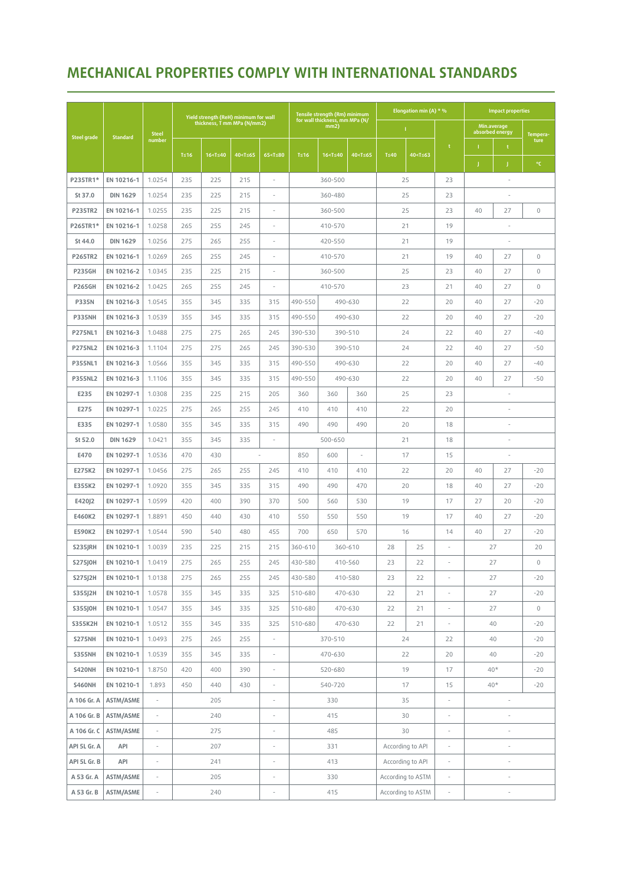# MECHANICAL PROPERTIES COMPLY WITH INTERNATIONAL STANDARDS

| Steel grade | Standard | Steel number | Yield strength (ReH) minimum for wall thickness, T mm MPa (N/mm2) | | | | Tensile strength (Rm) minimum for wall thickness, mm MPa (N/mm2) | | | Elongation min (A) * % | | | Impact properties | | |
|---|---|---|---|---|---|---|---|---|---|---|---|---|---|---|---|
| | | | | | | | | | | l | | t | Min.average absorbed energy | | Tempera-ture |
| | | | T≤16 | 16<T≤40 | 40<T≤65 | 65<T≤80 | T≤16 | 16<T≤40 | 40<T≤65 | T≤40 | 40<T≤63 | | l | t | |
| | | | | | | | | | | | | | J | J | °C |
| P235TR1* | EN 10216-1 | 1.0254 | 235 | 225 | 215 | - | 360-500 | | | 25 | | 23 | - | | |
| St 37.0 | DIN 1629 | 1.0254 | 235 | 225 | 215 | - | 360-480 | | | 25 | | 23 | - | | |
| P235TR2 | EN 10216-1 | 1.0255 | 235 | 225 | 215 | - | 360-500 | | | 25 | | 23 | 40 | 27 | 0 |
| P265TR1* | EN 10216-1 | 1.0258 | 265 | 255 | 245 | - | 410-570 | | | 21 | | 19 | - | | |
| St 44.0 | DIN 1629 | 1.0256 | 275 | 265 | 255 | - | 420-550 | | | 21 | | 19 | - | | |
| P265TR2 | EN 10216-1 | 1.0269 | 265 | 255 | 245 | - | 410-570 | | | 21 | | 19 | 40 | 27 | 0 |
| P235GH | EN 10216-2 | 1.0345 | 235 | 225 | 215 | - | 360-500 | | | 25 | | 23 | 40 | 27 | 0 |
| P265GH | EN 10216-2 | 1.0425 | 265 | 255 | 245 | - | 410-570 | | | 23 | | 21 | 40 | 27 | 0 |
| P335N | EN 10216-3 | 1.0545 | 355 | 345 | 335 | 315 | 490-550 | 490-630 | | 22 | | 20 | 40 | 27 | -20 |
| P335NH | EN 10216-3 | 1.0539 | 355 | 345 | 335 | 315 | 490-550 | 490-630 | | 22 | | 20 | 40 | 27 | -20 |
| P275NL1 | EN 10216-3 | 1.0488 | 275 | 275 | 265 | 245 | 390-530 | 390-510 | | 24 | | 22 | 40 | 27 | -40 |
| P275NL2 | EN 10216-3 | 1.1104 | 275 | 275 | 265 | 245 | 390-530 | 390-510 | | 24 | | 22 | 40 | 27 | -50 |
| P355NL1 | EN 10216-3 | 1.0566 | 355 | 345 | 335 | 315 | 490-550 | 490-630 | | 22 | | 20 | 40 | 27 | -40 |
| P355NL2 | EN 10216-3 | 1.1106 | 355 | 345 | 335 | 315 | 490-550 | 490-630 | | 22 | | 20 | 40 | 27 | -50 |
| E235 | EN 10297-1 | 1.0308 | 235 | 225 | 215 | 205 | 360 | 360 | 360 | 25 | | 23 | - | | |
| E275 | EN 10297-1 | 1.0225 | 275 | 265 | 255 | 245 | 410 | 410 | 410 | 22 | | 20 | - | | |
| E335 | EN 10297-1 | 1.0580 | 355 | 345 | 335 | 315 | 490 | 490 | 490 | 20 | | 18 | - | | |
| St 52.0 | DIN 1629 | 1.0421 | 355 | 345 | 335 | - | 500-650 | | | 21 | | 18 | - | | |
| E470 | EN 10297-1 | 1.0536 | 470 | 430 | - | | 850 | 600 | - | 17 | | 15 | - | | |
| E275K2 | EN 10297-1 | 1.0456 | 275 | 265 | 255 | 245 | 410 | 410 | 410 | 22 | | 20 | 40 | 27 | -20 |
| E355K2 | EN 10297-1 | 1.0920 | 355 | 345 | 335 | 315 | 490 | 490 | 470 | 20 | | 18 | 40 | 27 | -20 |
| E420J2 | EN 10297-1 | 1.0599 | 420 | 400 | 390 | 370 | 500 | 560 | 530 | 19 | | 17 | 27 | 20 | -20 |
| E460K2 | EN 10297-1 | 1.8891 | 450 | 440 | 430 | 410 | 550 | 550 | 550 | 19 | | 17 | 40 | 27 | -20 |
| E590K2 | EN 10297-1 | 1.0544 | 590 | 540 | 480 | 455 | 700 | 650 | 570 | 16 | | 14 | 40 | 27 | -20 |
| S235JRH | EN 10210-1 | 1.0039 | 235 | 225 | 215 | 215 | 360-510 | 360-610 | | 28 | 25 | - | 27 | | 20 |
| S275J0H | EN 10210-1 | 1.0419 | 275 | 265 | 255 | 245 | 430-580 | 410-560 | | 23 | 22 | - | 27 | | 0 |
| S275J2H | EN 10210-1 | 1.0138 | 275 | 265 | 255 | 245 | 430-580 | 410-580 | | 23 | 22 | - | 27 | | -20 |
| S355J2H | EN 10210-1 | 1.0578 | 355 | 345 | 335 | 325 | 510-680 | 470-630 | | 22 | 21 | - | 27 | | -20 |
| S355J0H | EN 10210-1 | 1.0547 | 355 | 345 | 335 | 325 | 510-680 | 470-630 | | 22 | 21 | - | 27 | | 0 |
| S355K2H | EN 10210-1 | 1.0512 | 355 | 345 | 335 | 325 | 510-680 | 470-630 | | 22 | 21 | - | 40 | | -20 |
| S275NH | EN 10210-1 | 1.0493 | 275 | 265 | 255 | - | 370-510 | | | 24 | | 22 | 40 | | -20 |
| S355NH | EN 10210-1 | 1.0539 | 355 | 345 | 335 | - | 470-630 | | | 22 | | 20 | 40 | | -20 |
| S420NH | EN 10210-1 | 1.8750 | 420 | 400 | 390 | - | 520-680 | | | 19 | | 17 | 40* | | -20 |
| S460NH | EN 10210-1 | 1.893 | 450 | 440 | 430 | - | 540-720 | | | 17 | | 15 | 40* | | -20 |
| A 106 Gr. A | ASTM/ASME | - | 205 | | | - | 330 | | | 35 | | - | - | | |
| A 106 Gr. B | ASTM/ASME | - | 240 | | | - | 415 | | | 30 | | - | - | | |
| A 106 Gr. C | ASTM/ASME | - | 275 | | | - | 485 | | | 30 | | - | - | | |
| API 5L Gr. A | API | - | 207 | | | - | 331 | | | According to API | | - | - | | |
| API 5L Gr. B | API | - | 241 | | | - | 413 | | | According to API | | - | - | | |
| A 53 Gr. A | ASTM/ASME | - | 205 | | | - | 330 | | | According to ASTM | | - | - | | |
| A 53 Gr. B | ASTM/ASME | - | 240 | | | - | 415 | | | According to ASTM | | - | - | | |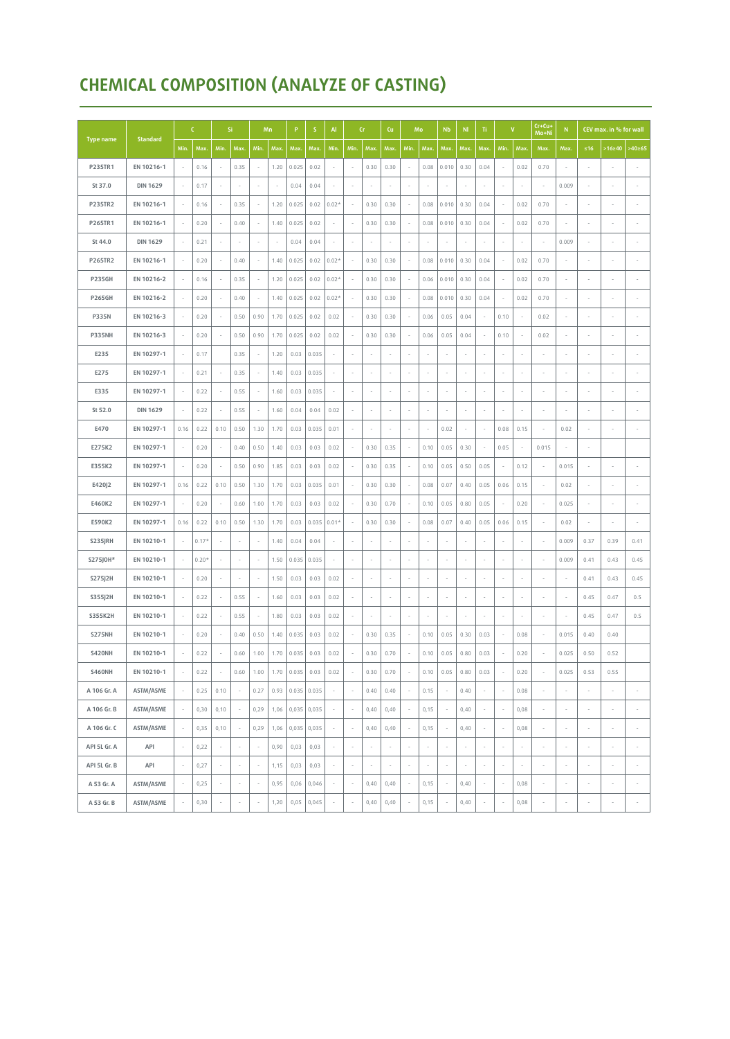# CHEMICAL COMPOSITION (ANALYZE OF CASTING)

| Type name | Standard | C | | Si | | Mn | | P | S | Al | Cr | | Cu | Mo | | Nb | Ni | Ti | V | | Cr+Cu+Mo+Ni | N | CEV max. in % for wall | | |
|---|---|---|---|---|---|---|---|---|---|---|---|---|---|---|---|---|---|---|---|---|---|---|---|---|---|
| | | Min. | Max. | Min. | Max. | Min. | Max. | Max. | Max. | Min. | Min. | Max. | Max. | Min. | Max. | Max. | Max. | Max. | Min. | Max. | Max. | Max. | ≤16 | >16≤40 | >40≤65 |
| P235TR1 | EN 10216-1 | - | 0.16 | - | 0.35 | - | 1.20 | 0.025 | 0.02 | - | - | 0.30 | 0.30 | - | 0.08 | 0.010 | 0.30 | 0.04 | - | 0.02 | 0.70 | - | - | - | - |
| St 37.0 | DIN 1629 | - | 0.17 | - | - | - | - | 0.04 | 0.04 | - | - | - | - | - | - | - | - | - | - | - | - | 0.009 | - | - | - |
| P235TR2 | EN 10216-1 | - | 0.16 | - | 0.35 | - | 1.20 | 0.025 | 0.02 | 0.02* | - | 0.30 | 0.30 | - | 0.08 | 0.010 | 0.30 | 0.04 | - | 0.02 | 0.70 | - | - | - | - |
| P265TR1 | EN 10216-1 | - | 0.20 | - | 0.40 | - | 1.40 | 0.025 | 0.02 | - | - | 0.30 | 0.30 | - | 0.08 | 0.010 | 0.30 | 0.04 | - | 0.02 | 0.70 | - | - | - | - |
| St 44.0 | DIN 1629 | - | 0.21 | - | - | - | - | 0.04 | 0.04 | - | - | - | - | - | - | - | - | - | - | - | - | 0.009 | - | - | - |
| P265TR2 | EN 10216-1 | - | 0.20 | - | 0.40 | - | 1.40 | 0.025 | 0.02 | 0.02* | - | 0.30 | 0.30 | - | 0.08 | 0.010 | 0.30 | 0.04 | - | 0.02 | 0.70 | - | - | - | - |
| P235GH | EN 10216-2 | - | 0.16 | - | 0.35 | - | 1.20 | 0.025 | 0.02 | 0.02* | - | 0.30 | 0.30 | - | 0.06 | 0.010 | 0.30 | 0.04 | - | 0.02 | 0.70 | - | - | - | - |
| P265GH | EN 10216-2 | - | 0.20 | - | 0.40 | - | 1.40 | 0.025 | 0.02 | 0.02* | - | 0.30 | 0.30 | - | 0.08 | 0.010 | 0.30 | 0.04 | - | 0.02 | 0.70 | - | - | - | - |
| P335N | EN 10216-3 | - | 0.20 | - | 0.50 | 0.90 | 1.70 | 0.025 | 0.02 | 0.02 | - | 0.30 | 0.30 | - | 0.06 | 0.05 | 0.04 | - | 0.10 | - | 0.02 | - | - | - | - |
| P335NH | EN 10216-3 | - | 0.20 | - | 0.50 | 0.90 | 1.70 | 0.025 | 0.02 | 0.02 | - | 0.30 | 0.30 | - | 0.06 | 0.05 | 0.04 | - | 0.10 | - | 0.02 | - | - | - | - |
| E235 | EN 10297-1 | - | 0.17 | | 0.35 | - | 1.20 | 0.03 | 0.035 | - | - | - | - | - | - | - | - | - | - | - | - | - | - | - | - |
| E275 | EN 10297-1 | - | 0.21 | - | 0.35 | - | 1.40 | 0.03 | 0.035 | - | - | - | - | - | - | - | - | - | - | - | - | - | - | - | - |
| E335 | EN 10297-1 | - | 0.22 | - | 0.55 | - | 1.60 | 0.03 | 0.035 | - | - | - | - | - | - | - | - | - | - | - | - | - | - | - | - |
| St 52.0 | DIN 1629 | - | 0.22 | - | 0.55 | - | 1.60 | 0.04 | 0.04 | 0.02 | - | - | - | - | - | - | - | - | - | - | - | - | - | - | - |
| E470 | EN 10297-1 | 0.16 | 0.22 | 0.10 | 0.50 | 1.30 | 1.70 | 0.03 | 0.035 | 0.01 | - | - | - | - | - | 0.02 | - | - | 0.08 | 0.15 | - | 0.02 | - | - | - |
| E275K2 | EN 10297-1 | - | 0.20 | - | 0.40 | 0.50 | 1.40 | 0.03 | 0.03 | 0.02 | - | 0.30 | 0.35 | - | 0.10 | 0.05 | 0.30 | - | 0.05 | - | 0.015 | - | - | | |
| E355K2 | EN 10297-1 | - | 0.20 | - | 0.50 | 0.90 | 1.85 | 0.03 | 0.03 | 0.02 | - | 0.30 | 0.35 | - | 0.10 | 0.05 | 0.50 | 0.05 | - | 0.12 | - | 0.015 | - | - | - |
| E420J2 | EN 10297-1 | 0.16 | 0.22 | 0.10 | 0.50 | 1.30 | 1.70 | 0.03 | 0.035 | 0.01 | - | 0.30 | 0.30 | - | 0.08 | 0.07 | 0.40 | 0.05 | 0.06 | 0.15 | - | 0.02 | - | - | - |
| E460K2 | EN 10297-1 | - | 0.20 | - | 0.60 | 1.00 | 1.70 | 0.03 | 0.03 | 0.02 | - | 0.30 | 0.70 | - | 0.10 | 0.05 | 0.80 | 0.05 | - | 0.20 | - | 0.025 | - | - | - |
| E590K2 | EN 10297-1 | 0.16 | 0.22 | 0.10 | 0.50 | 1.30 | 1.70 | 0.03 | 0.035 | 0.01* | - | 0.30 | 0.30 | - | 0.08 | 0.07 | 0.40 | 0.05 | 0.06 | 0.15 | - | 0.02 | - | - | - |
| S235JRH | EN 10210-1 | - | 0.17* | - | - | - | 1.40 | 0.04 | 0.04 | - | - | - | - | - | - | - | - | - | - | - | - | 0.009 | 0.37 | 0.39 | 0.41 |
| S275J0H* | EN 10210-1 | - | 0.20* | - | - | - | 1.50 | 0.035 | 0.035 | - | - | - | - | - | - | - | - | - | - | - | - | 0.009 | 0.41 | 0.43 | 0.45 |
| S275J2H | EN 10210-1 | - | 0.20 | - | - | - | 1.50 | 0.03 | 0.03 | 0.02 | - | - | - | - | - | - | - | - | - | - | - | - | 0.41 | 0.43 | 0.45 |
| S355J2H | EN 10210-1 | - | 0.22 | - | 0.55 | - | 1.60 | 0.03 | 0.03 | 0.02 | - | - | - | - | - | - | - | - | - | - | - | - | 0.45 | 0.47 | 0.5 |
| S355K2H | EN 10210-1 | - | 0.22 | - | 0.55 | - | 1.80 | 0.03 | 0.03 | 0.02 | - | - | - | - | - | - | - | - | - | - | - | - | 0.45 | 0.47 | 0.5 |
| S275NH | EN 10210-1 | - | 0.20 | - | 0.40 | 0.50 | 1.40 | 0.035 | 0.03 | 0.02 | - | 0.30 | 0.35 | - | 0.10 | 0.05 | 0.30 | 0.03 | - | 0.08 | - | 0.015 | 0.40 | 0.40 | |
| S420NH | EN 10210-1 | - | 0.22 | - | 0.60 | 1.00 | 1.70 | 0.035 | 0.03 | 0.02 | - | 0.30 | 0.70 | - | 0.10 | 0.05 | 0.80 | 0.03 | - | 0.20 | - | 0.025 | 0.50 | 0.52 | |
| S460NH | EN 10210-1 | - | 0.22 | - | 0.60 | 1.00 | 1.70 | 0.035 | 0.03 | 0.02 | - | 0.30 | 0.70 | - | 0.10 | 0.05 | 0.80 | 0.03 | - | 0.20 | - | 0.025 | 0.53 | 0.55 | |
| A 106 Gr. A | ASTM/ASME | - | 0.25 | 0.10 | - | 0.27 | 0.93 | 0.035 | 0.035 | - | - | 0.40 | 0.40 | - | 0.15 | - | 0.40 | - | - | 0.08 | - | - | - | - | - |
| A 106 Gr. B | ASTM/ASME | - | 0,30 | 0,10 | - | 0,29 | 1,06 | 0,035 | 0,035 | - | - | 0,40 | 0,40 | - | 0,15 | - | 0,40 | - | - | 0,08 | - | - | - | - | - |
| A 106 Gr. C | ASTM/ASME | - | 0,35 | 0,10 | - | 0,29 | 1,06 | 0,035 | 0,035 | - | - | 0,40 | 0,40 | - | 0,15 | - | 0,40 | - | - | 0,08 | - | - | - | - | - |
| API 5L Gr. A | API | - | 0,22 | - | - | - | 0,90 | 0,03 | 0,03 | - | - | - | - | - | - | - | - | - | - | - | - | - | - | - | - |
| API 5L Gr. B | API | - | 0,27 | - | - | - | 1,15 | 0,03 | 0,03 | - | - | - | - | - | - | - | - | - | - | - | - | - | - | - | - |
| A 53 Gr. A | ASTM/ASME | - | 0,25 | - | - | - | 0,95 | 0,06 | 0,046 | - | - | 0,40 | 0,40 | - | 0,15 | - | 0,40 | - | - | 0,08 | - | - | - | - | - |
| A 53 Gr. B | ASTM/ASME | - | 0,30 | - | - | - | 1,20 | 0,05 | 0,045 | - | - | 0,40 | 0,40 | - | 0,15 | - | 0,40 | - | - | 0,08 | - | - | - | - | - |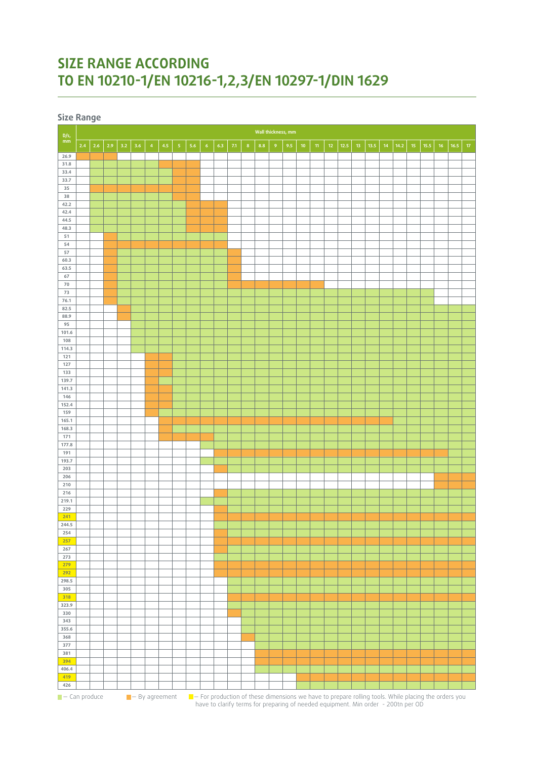# SIZE RANGE ACCORDING TO EN 10210-1/EN 10216-1,2,3/EN 10297-1/DIN 1629

## Size Range

Legend: C = Can produce; A = By agreement; blank = not available. OD values in **bold** are highlighted in yellow on the page.

| D/s, mm | 2.4 | 2.6 | 2.9 | 3.2 | 3.6 | 4 | 4.5 | 5 | 5.6 | 6 | 6.3 | 7.1 | 8 | 8.8 | 9 | 9.5 | 10 | 11 | 12 | 12.5 | 13 | 13.5 | 14 | 14.2 | 15 | 15.5 | 16 | 16.5 | 17 |
|---|---|---|---|---|---|---|---|---|---|---|---|---|---|---|---|---|---|---|---|---|---|---|---|---|---|---|---|---|---|
| 26.9 | A | A | A | | | | | | | | | | | | | | | | | | | | | | | | | | |
| 31.8 | | C | C | C | C | C | A | A | A | | | | | | | | | | | | | | | | | | | | |
| 33.4 | | C | C | C | C | C | C | A | A | | | | | | | | | | | | | | | | | | | | |
| 33.7 | | C | C | C | C | C | C | A | A | | | | | | | | | | | | | | | | | | | | |
| 35 | | A | A | A | A | A | A | A | A | | | | | | | | | | | | | | | | | | | | |
| 38 | | C | C | C | C | C | C | A | A | | | | | | | | | | | | | | | | | | | | |
| 42.2 | | C | C | C | C | C | C | C | A | A | A | | | | | | | | | | | | | | | | | | |
| 42.4 | | C | C | C | C | C | C | C | A | A | A | | | | | | | | | | | | | | | | | | |
| 44.5 | | C | C | C | C | C | C | C | A | A | A | | | | | | | | | | | | | | | | | | |
| 48.3 | | C | C | C | C | C | C | C | A | A | A | | | | | | | | | | | | | | | | | | |
| 51 | | | A | C | C | C | C | C | C | C | C | | | | | | | | | | | | | | | | | | |
| 54 | | | A | A | A | A | A | A | A | A | A | | | | | | | | | | | | | | | | | | |
| 57 | | | A | C | C | C | C | C | C | C | C | A | | | | | | | | | | | | | | | | | |
| 60.3 | | | A | C | C | C | C | C | C | C | C | A | | | | | | | | | | | | | | | | | |
| 63.5 | | | A | C | C | C | C | C | C | C | C | A | | | | | | | | | | | | | | | | | |
| 67 | | | A | C | C | C | C | C | C | C | C | A | | | | | | | | | | | | | | | | | |
| 70 | | | A | C | C | C | C | C | C | C | C | A | A | A | A | A | A | A | | | | | | | | | | | |
| 73 | | | A | C | C | C | C | C | C | C | C | C | C | C | C | C | C | C | C | C | C | C | C | C | C | C | | | |
| 76.1 | | | A | C | C | C | C | C | C | C | C | C | C | C | C | C | C | C | C | C | C | C | C | C | C | C | | | |
| 82.5 | | | | A | C | C | C | C | C | C | C | C | C | C | C | C | C | C | C | C | C | C | C | C | C | C | C | C | C |
| 88.9 | | | | A | C | C | C | C | C | C | C | C | C | C | C | C | C | C | C | C | C | C | C | C | C | C | C | C | C |
| 95 | | | | | C | C | C | C | C | C | C | C | C | C | C | C | C | C | C | C | C | C | C | C | C | C | C | C | C |
| 101.6 | | | | | C | C | C | C | C | C | C | C | C | C | C | C | C | C | C | C | C | C | C | C | C | C | C | C | C |
| 108 | | | | | C | C | C | C | C | C | C | C | C | C | C | C | C | C | C | C | C | C | C | C | C | C | C | C | C |
| 114.3 | | | | | C | C | C | C | C | C | C | C | C | C | C | C | C | C | C | C | C | C | C | C | C | C | C | C | C |
| 121 | | | | | | A | A | C | C | C | C | C | C | C | C | C | C | C | C | C | C | C | C | C | C | C | C | C | C |
| 127 | | | | | | A | A | C | C | C | C | C | C | C | C | C | C | C | C | C | C | C | C | C | C | C | C | C | C |
| 133 | | | | | | A | A | C | C | C | C | C | C | C | C | C | C | C | C | C | C | C | C | C | C | C | C | C | C |
| 139.7 | | | | | | A | C | C | C | C | C | C | C | C | C | C | C | C | C | C | C | C | C | C | C | C | C | C | C |
| 141.3 | | | | | | A | A | C | C | C | C | C | C | C | C | C | C | C | C | C | C | C | C | C | C | C | C | C | C |
| 146 | | | | | | A | A | C | C | C | C | C | C | C | C | C | C | C | C | C | C | C | C | C | C | C | C | C | C |
| 152.4 | | | | | | A | A | C | C | C | C | C | C | C | C | C | C | C | C | C | C | C | C | C | C | C | C | C | C |
| 159 | | | | | | A | C | C | C | C | C | C | C | C | C | C | C | C | C | C | C | C | C | C | C | C | C | C | C |
| 165.1 | | | | | | | A | A | A | A | A | A | A | A | A | A | A | A | A | A | A | A | A | C | C | C | C | C | C |
| 168.3 | | | | | | | A | C | C | C | C | C | C | C | C | C | C | C | C | C | C | C | C | C | C | C | C | C | C |
| 171 | | | | | | | A | A | A | A | C | C | C | C | C | C | C | C | C | C | C | C | C | C | C | C | C | C | C |
| 177.8 | | | | | | | | | | C | C | C | C | C | C | C | C | C | C | C | C | C | C | C | C | C | C | C | C |
| 191 | | | | | | | | | | | A | A | A | A | A | A | A | A | A | A | A | A | A | A | A | A | A | C | C |
| 193.7 | | | | | | | | | | C | C | C | C | C | C | C | C | C | C | C | C | C | C | C | C | C | C | C | C |
| 203 | | | | | | | | | | | A | C | C | C | C | C | C | C | C | C | C | C | C | C | C | C | C | C | C |
| 206 | | | | | | | | | | | | | | | | | | | | | | | | | | | A | A | A |
| 210 | | | | | | | | | | | | | | | | | | | | | | | | | | | A | A | A |
| 216 | | | | | | | | | | | A | C | C | C | C | C | C | C | C | C | C | C | C | C | C | C | C | C | C |
| 219.1 | | | | | | | | | | C | C | C | C | C | C | C | C | C | C | C | C | C | C | C | C | C | C | C | C |
| 229 | | | | | | | | | | | A | C | C | C | C | C | C | C | C | C | C | C | C | C | C | C | C | C | C |
| **241** | | | | | | | | | | | A | A | A | A | A | A | A | A | A | A | A | A | A | A | A | A | A | A | A |
| 244.5 | | | | | | | | | | | C | C | C | C | C | C | C | C | C | C | C | C | C | C | C | C | C | C | C |
| 254 | | | | | | | | | | | A | C | C | C | C | C | C | C | C | C | C | C | C | C | C | C | C | C | C |
| **257** | | | | | | | | | | | A | A | A | A | A | A | A | A | A | A | A | A | A | A | A | A | A | A | A |
| 267 | | | | | | | | | | | A | C | C | C | C | C | C | C | C | C | C | C | C | C | C | C | C | C | C |
| 273 | | | | | | | | | | | C | C | C | C | C | C | C | C | C | C | C | C | C | C | C | C | C | C | C |
| **279** | | | | | | | | | | | A | A | A | A | A | A | A | A | A | A | A | A | A | A | A | A | A | A | A |
| **292** | | | | | | | | | | | A | A | A | A | A | A | A | A | A | A | A | A | A | A | A | A | A | A | A |
| 298.5 | | | | | | | | | | | | C | C | C | C | C | C | C | C | C | C | C | C | C | C | C | C | C | C |
| 305 | | | | | | | | | | | | C | C | C | C | C | C | C | C | C | C | C | C | C | C | C | C | C | C |
| **318** | | | | | | | | | | | | A | A | A | A | A | A | A | A | A | A | A | A | A | A | A | A | A | A |
| 323.9 | | | | | | | | | | | | C | C | C | C | C | C | C | C | C | C | C | C | C | C | C | C | C | C |
| 330 | | | | | | | | | | | | A | C | C | C | C | C | C | C | C | C | C | C | C | C | C | C | C | C |
| 343 | | | | | | | | | | | | | C | C | C | C | C | C | C | C | C | C | C | C | C | C | C | C | C |
| 355.6 | | | | | | | | | | | | | C | C | C | C | C | C | C | C | C | C | C | C | C | C | C | C | C |
| 368 | | | | | | | | | | | | | A | C | C | C | C | C | C | C | C | C | C | C | C | C | C | C | C |
| 377 | | | | | | | | | | | | | | C | C | C | C | C | C | C | C | C | C | C | C | C | C | C | C |
| 381 | | | | | | | | | | | | | | A | A | A | A | A | A | A | A | A | A | A | A | A | A | A | A |
| **394** | | | | | | | | | | | | | | A | A | A | A | A | A | A | A | A | A | A | A | A | A | A | A |
| 406.4 | | | | | | | | | | | | | | C | C | C | C | C | C | C | C | C | C | C | C | C | C | C | C |
| **419** | | | | | | | | | | | | | | | | | A | A | A | A | A | A | A | A | A | A | A | A | A |
| 426 | | | | | | | | | | | | | | | | | C | C | C | C | C | C | C | C | C | C | C | C | C |

- Can produce (green, C)
- By agreement (orange, A)
- For production of these dimensions we have to prepare rolling tools. While placing the orders you have to clarify terms for preparing of needed equipment. Min order - 200tn per OD (yellow-highlighted OD)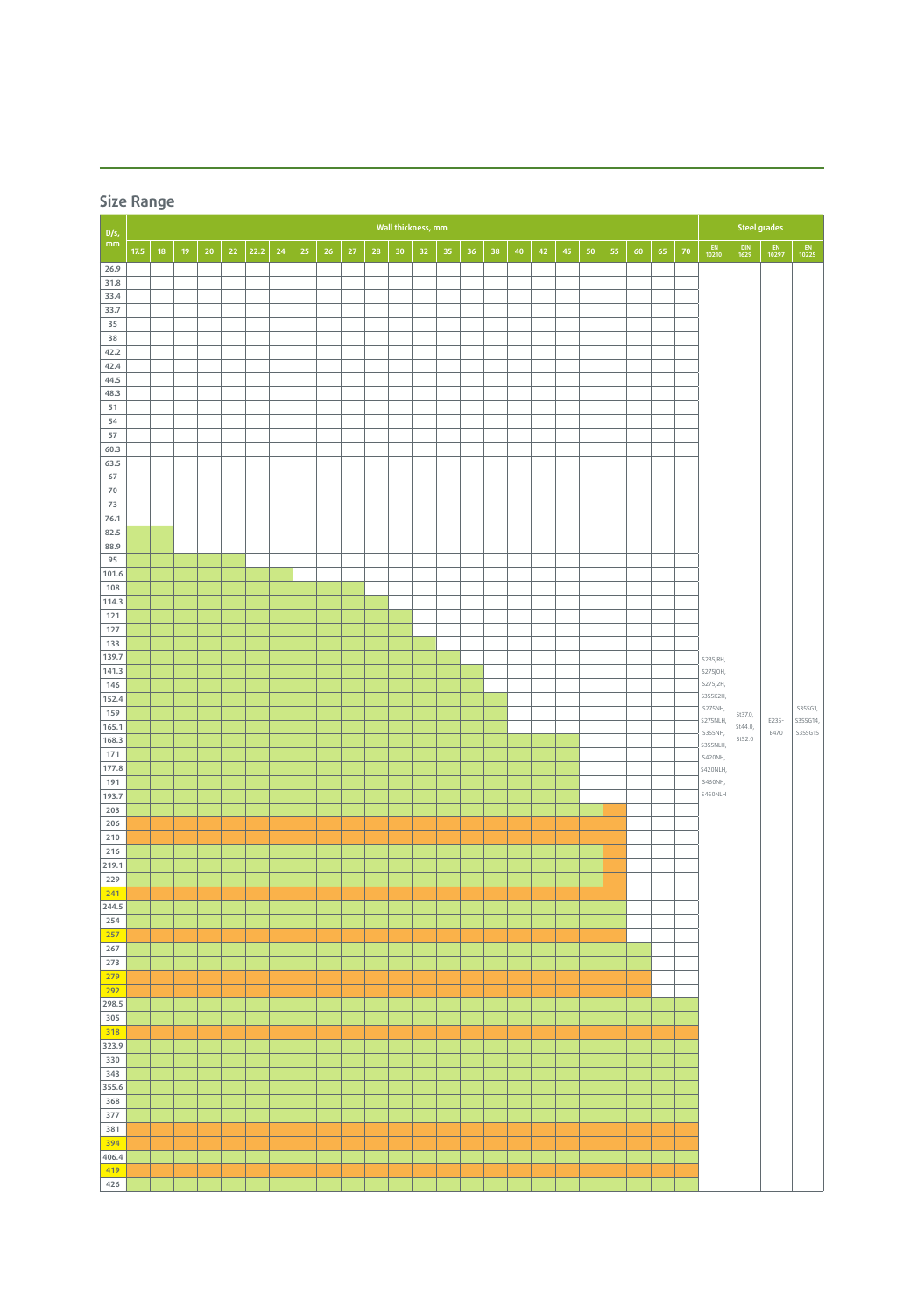## Size Range

| D/s, mm | Wall thickness, mm | | | | | | | | | | | | | | | | | | | | | | | Steel grades | | | |
|---|---|---|---|---|---|---|---|---|---|---|---|---|---|---|---|---|---|---|---|---|---|---|---|---|---|---|---|
| | 17.5 | 18 | 19 | 20 | 22 | 22.2 | 24 | 25 | 26 | 27 | 28 | 30 | 32 | 35 | 36 | 38 | 40 | 42 | 45 | 50 | 55 | 60 | 65 | 70 | EN 10210 | DIN 1629 | EN 10297 | EN 10225 |
| 26.9 | | | | | | | | | | | | | | | | | | | | | | | | | | | | |
| 31.8 | | | | | | | | | | | | | | | | | | | | | | | | | | | | |
| 33.4 | | | | | | | | | | | | | | | | | | | | | | | | | | | | |
| 33.7 | | | | | | | | | | | | | | | | | | | | | | | | | | | | |
| 35 | | | | | | | | | | | | | | | | | | | | | | | | | | | | |
| 38 | | | | | | | | | | | | | | | | | | | | | | | | | | | | |
| 42.2 | | | | | | | | | | | | | | | | | | | | | | | | | | | | |
| 42.4 | | | | | | | | | | | | | | | | | | | | | | | | | | | | |
| 44.5 | | | | | | | | | | | | | | | | | | | | | | | | | | | | |
| 48.3 | | | | | | | | | | | | | | | | | | | | | | | | | | | | |
| 51 | | | | | | | | | | | | | | | | | | | | | | | | | | | | |
| 54 | | | | | | | | | | | | | | | | | | | | | | | | | | | | |
| 57 | | | | | | | | | | | | | | | | | | | | | | | | | | | | |
| 60.3 | | | | | | | | | | | | | | | | | | | | | | | | | | | | |
| 63.5 | | | | | | | | | | | | | | | | | | | | | | | | | | | | |
| 67 | | | | | | | | | | | | | | | | | | | | | | | | | | | | |
| 70 | | | | | | | | | | | | | | | | | | | | | | | | | | | | |
| 73 | | | | | | | | | | | | | | | | | | | | | | | | | | | | |
| 76.1 | | | | | | | | | | | | | | | | | | | | | | | | | | | | |
| 82.5 | | | | | | | | | | | | | | | | | | | | | | | | | | | | |
| 88.9 | | | | | | | | | | | | | | | | | | | | | | | | | | | | |
| 95 | | | | | | | | | | | | | | | | | | | | | | | | | | | | |
| 101.6 | | | | | | | | | | | | | | | | | | | | | | | | | | | | |
| 108 | | | | | | | | | | | | | | | | | | | | | | | | | | | | |
| 114.3 | | | | | | | | | | | | | | | | | | | | | | | | | | | | |
| 121 | | | | | | | | | | | | | | | | | | | | | | | | | | | | |
| 127 | | | | | | | | | | | | | | | | | | | | | | | | | | | | |
| 133 | | | | | | | | | | | | | | | | | | | | | | | | | | | | |
| 139.7 | | | | | | | | | | | | | | | | | | | | | | | | | | | | |
| 141.3 | | | | | | | | | | | | | | | | | | | | | | | | | | | | |
| 146 | | | | | | | | | | | | | | | | | | | | | | | | | | | | |
| 152.4 | | | | | | | | | | | | | | | | | | | | | | | | | | | | |
| 159 | | | | | | | | | | | | | | | | | | | | | | | | | S235JRH, S275J0H, S275J2H, S355K2H, S275NH, S275NLH, S355NH, S355NLH, S420NH, S420NLH, S460NH, S460NLH | St37.0, St44.0, St52.0 | E235-E470 | S355G1, S355G14, S355G15 |
| 165.1 | | | | | | | | | | | | | | | | | | | | | | | | | | | | |
| 168.3 | | | | | | | | | | | | | | | | | | | | | | | | | | | | |
| 171 | | | | | | | | | | | | | | | | | | | | | | | | | | | | |
| 177.8 | | | | | | | | | | | | | | | | | | | | | | | | | | | | |
| 191 | | | | | | | | | | | | | | | | | | | | | | | | | | | | |
| 193.7 | | | | | | | | | | | | | | | | | | | | | | | | | | | | |
| 203 | | | | | | | | | | | | | | | | | | | | | | | | | | | | |
| 206 | | | | | | | | | | | | | | | | | | | | | | | | | | | | |
| 210 | | | | | | | | | | | | | | | | | | | | | | | | | | | | |
| 216 | | | | | | | | | | | | | | | | | | | | | | | | | | | | |
| 219.1 | | | | | | | | | | | | | | | | | | | | | | | | | | | | |
| 229 | | | | | | | | | | | | | | | | | | | | | | | | | | | | |
| 241 | | | | | | | | | | | | | | | | | | | | | | | | | | | | |
| 244.5 | | | | | | | | | | | | | | | | | | | | | | | | | | | | |
| 254 | | | | | | | | | | | | | | | | | | | | | | | | | | | | |
| 257 | | | | | | | | | | | | | | | | | | | | | | | | | | | | |
| 267 | | | | | | | | | | | | | | | | | | | | | | | | | | | | |
| 273 | | | | | | | | | | | | | | | | | | | | | | | | | | | | |
| 279 | | | | | | | | | | | | | | | | | | | | | | | | | | | | |
| 292 | | | | | | | | | | | | | | | | | | | | | | | | | | | | |
| 298.5 | | | | | | | | | | | | | | | | | | | | | | | | | | | | |
| 305 | | | | | | | | | | | | | | | | | | | | | | | | | | | | |
| 318 | | | | | | | | | | | | | | | | | | | | | | | | | | | | |
| 323.9 | | | | | | | | | | | | | | | | | | | | | | | | | | | | |
| 330 | | | | | | | | | | | | | | | | | | | | | | | | | | | | |
| 343 | | | | | | | | | | | | | | | | | | | | | | | | | | | | |
| 355.6 | | | | | | | | | | | | | | | | | | | | | | | | | | | | |
| 368 | | | | | | | | | | | | | | | | | | | | | | | | | | | | |
| 377 | | | | | | | | | | | | | | | | | | | | | | | | | | | | |
| 381 | | | | | | | | | | | | | | | | | | | | | | | | | | | | |
| 394 | | | | | | | | | | | | | | | | | | | | | | | | | | | | |
| 406.4 | | | | | | | | | | | | | | | | | | | | | | | | | | | | |
| 419 | | | | | | | | | | | | | | | | | | | | | | | | | | | | |
| 426 | | | | | | | | | | | | | | | | | | | | | | | | | | | | |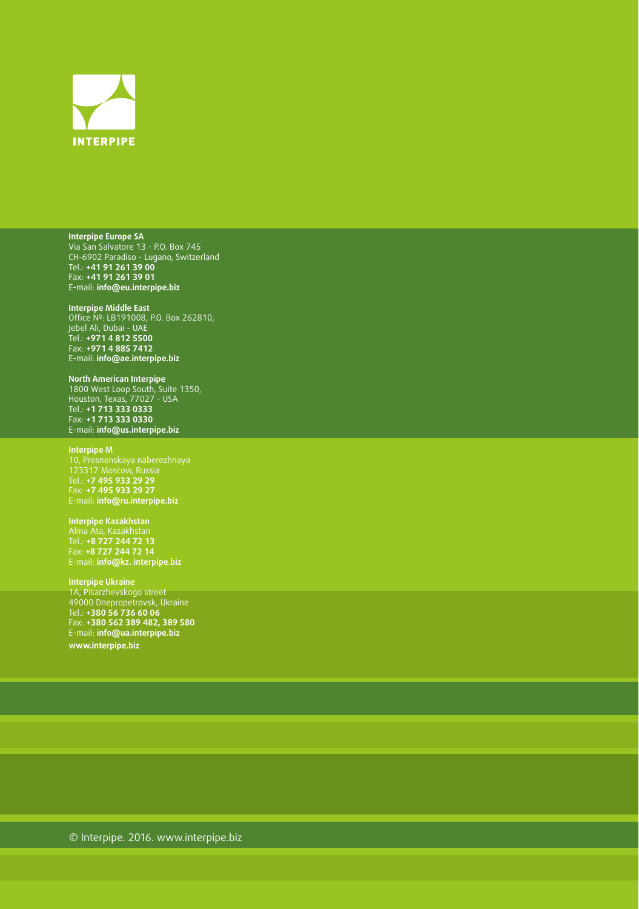INTERPIPE

**Interpipe Europe SA**
Via San Salvatore 13 - P.O. Box 745
CH-6902 Paradiso - Lugano, Switzerland
Tel.: **+41 91 261 39 00**
Fax: **+41 91 261 39 01**
E-mail: **info@eu.interpipe.biz**

**Interpipe Middle East**
Office №: LB191008, P.O. Box 262810,
Jebel Ali, Dubai - UAE
Tel.: **+971 4 812 5500**
Fax: **+971 4 885 7412**
E-mail: **info@ae.interpipe.biz**

**North American Interpipe**
1800 West Loop South, Suite 1350,
Houston, Texas, 77027 - USA
Tel.: **+1 713 333 0333**
Fax: **+1 713 333 0330**
E-mail: **info@us.interpipe.biz**

**Interpipe M**
10, Presnenskaya naberezhnaya
123317 Moscow, Russia
Tel.: **+7 495 933 29 29**
Fax: **+7 495 933 29 27**
E-mail: **info@ru.interpipe.biz**

**Interpipe Kazakhstan**
Alma Ata, Kazakhstan
Tel.: **+8 727 244 72 13**
Fax: **+8 727 244 72 14**
E-mail: **info@kz. interpipe.biz**

**Interpipe Ukraine**
1A, Pisarzhevskogo street
49000 Dnepropetrovsk, Ukraine
Tel.: **+380 56 736 60 06**
Fax: **+380 562 389 482, 389 580**
E-mail: **info@ua.interpipe.biz**
**www.interpipe.biz**

© Interpipe. 2016. www.interpipe.biz